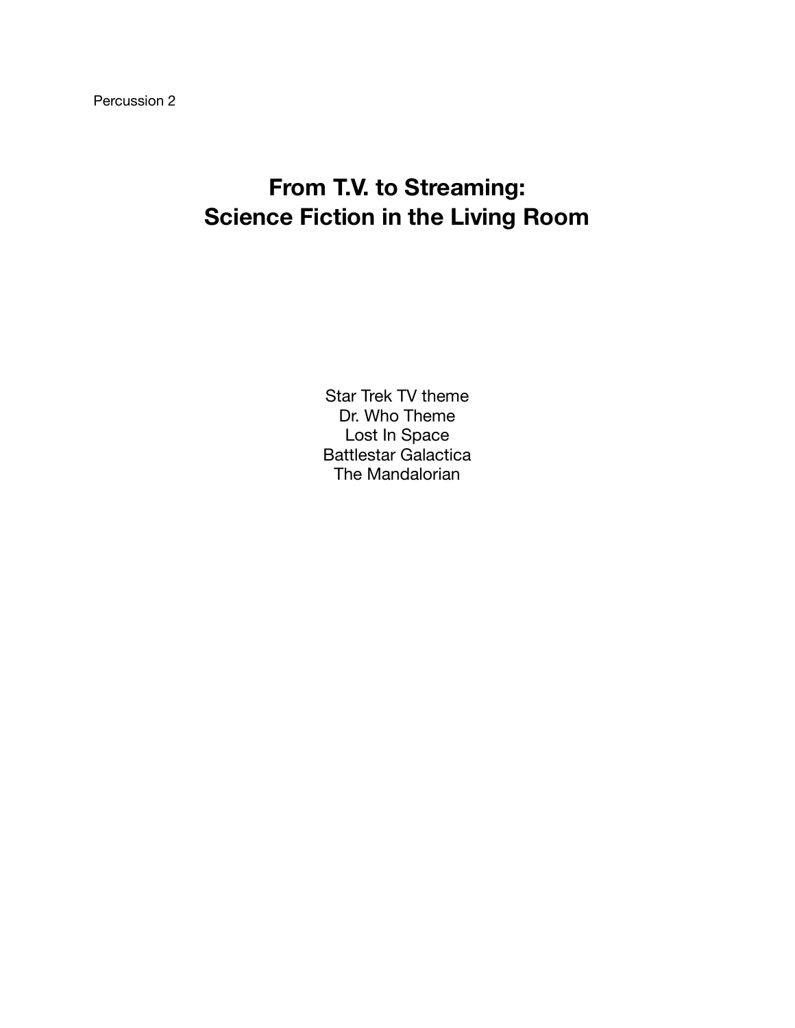Percussion 2

# From T.V. to Streaming:
# Science Fiction in the Living Room

Star Trek TV theme
Dr. Who Theme
Lost In Space
Battlestar Galactica
The Mandalorian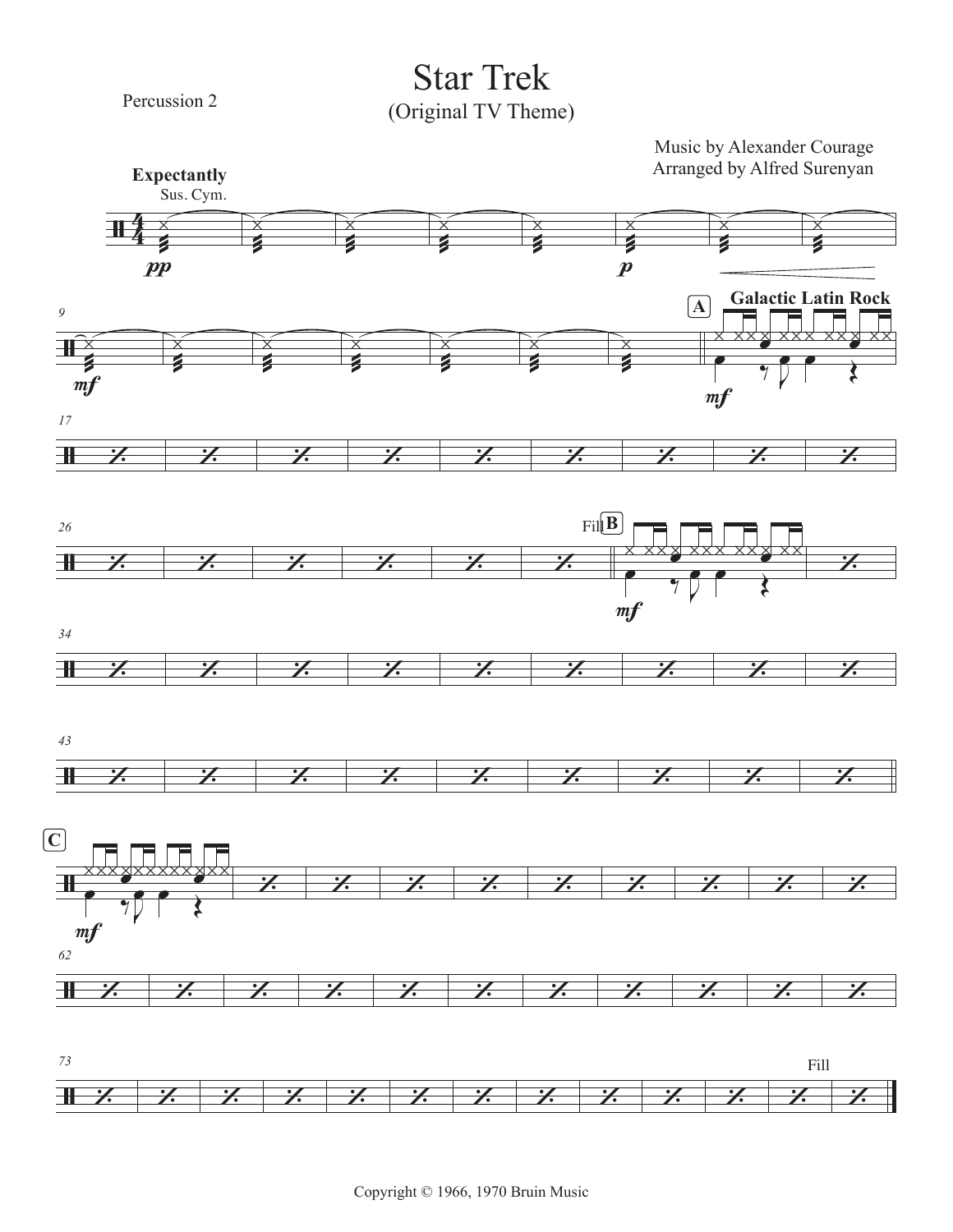Percussion 2

# Star Trek

## (Original TV Theme)

Music by Alexander Courage
Arranged by Alfred Surenyan

**Expectantly**

Sus. Cym.

*pp* *p* *mf*

A **Galactic Latin Rock**

*mf*

Fill B

*mf*

C

*mf*

Fill

Copyright © 1966, 1970 Bruin Music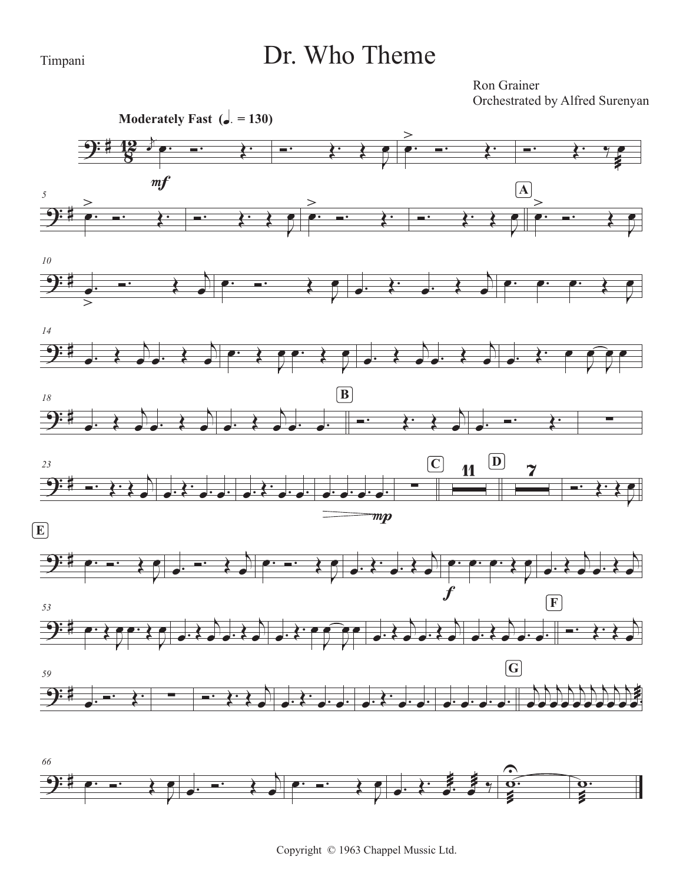Timpani

# Dr. Who Theme

Ron Grainer
Orchestrated by Alfred Surenyan

**Moderately Fast** (♩. = 130)

Copyright © 1963 Chappel Music Ltd.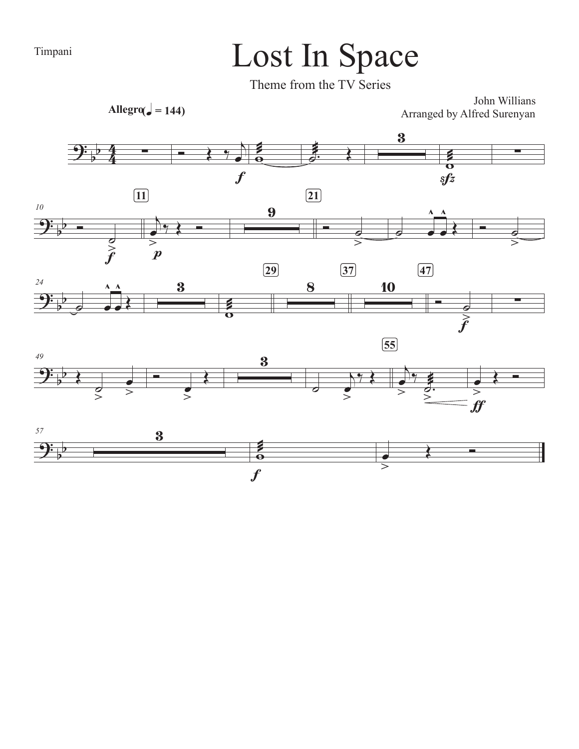Timpani

# Lost In Space

Theme from the TV Series

John Willians
Arranged by Alfred Surenyan

**Allegro** (♩ = 144)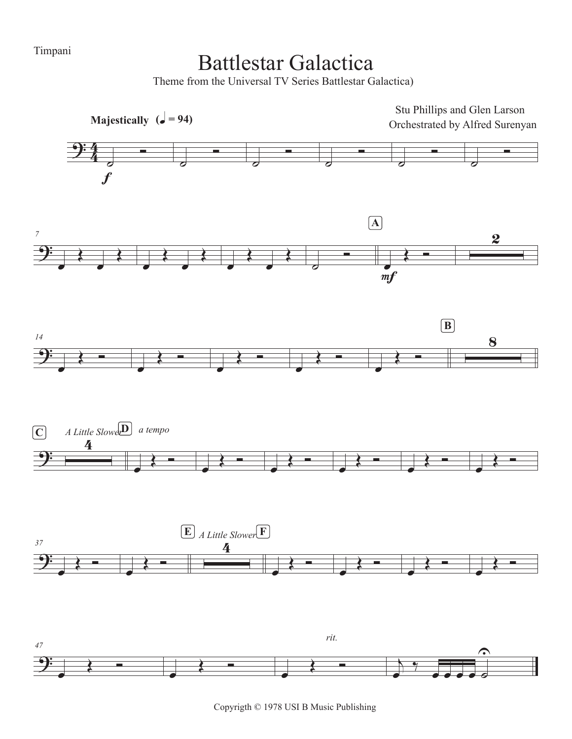Timpani

# Battlestar Galactica

Theme from the Universal TV Series Battlestar Galactica)

Stu Phillips and Glen Larson
Orchestrated by Alfred Surenyan

**Majestically** (♩ = 94)

Copyrigth © 1978 USI B Music Publishing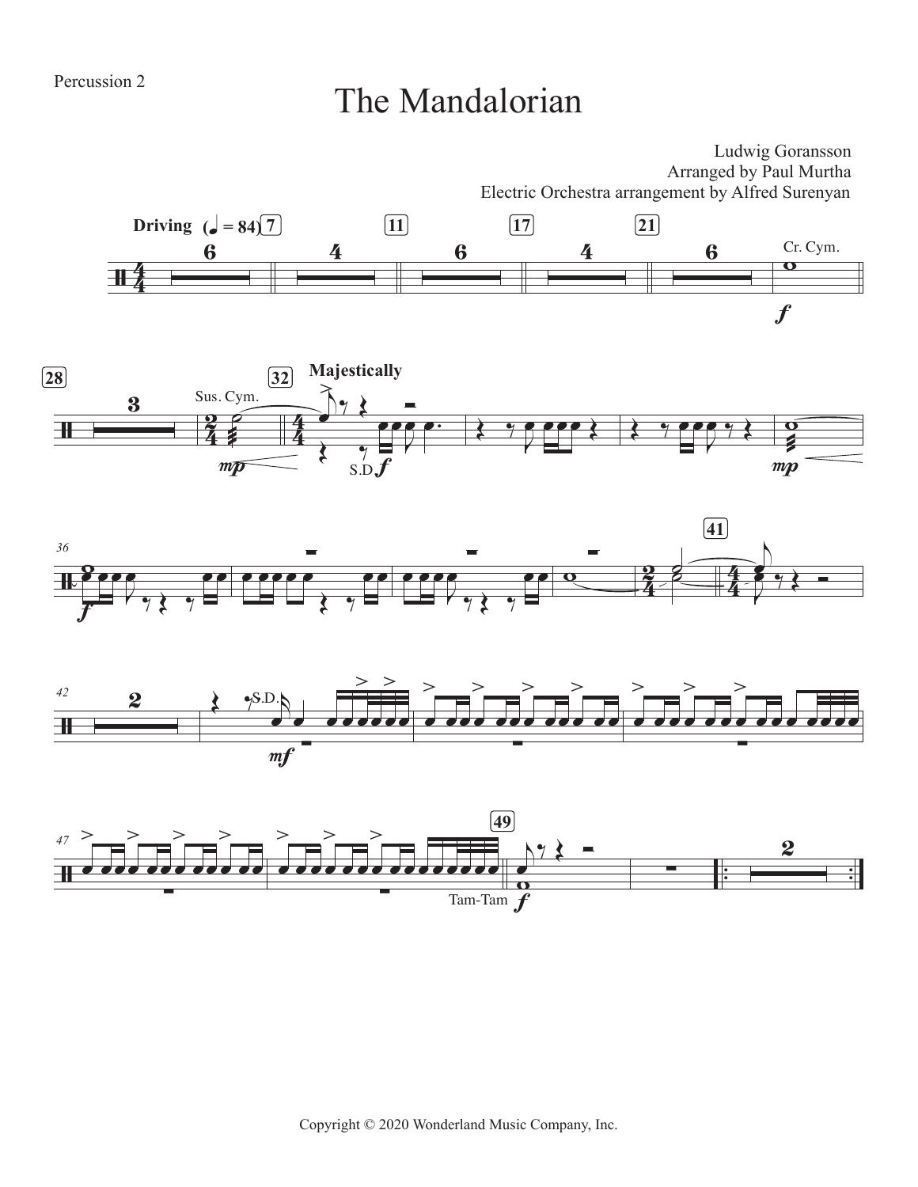Percussion 2

# The Mandalorian

Ludwig Goransson
Arranged by Paul Murtha
Electric Orchestra arrangement by Alfred Surenyan

Copyright © 2020 Wonderland Music Company, Inc.